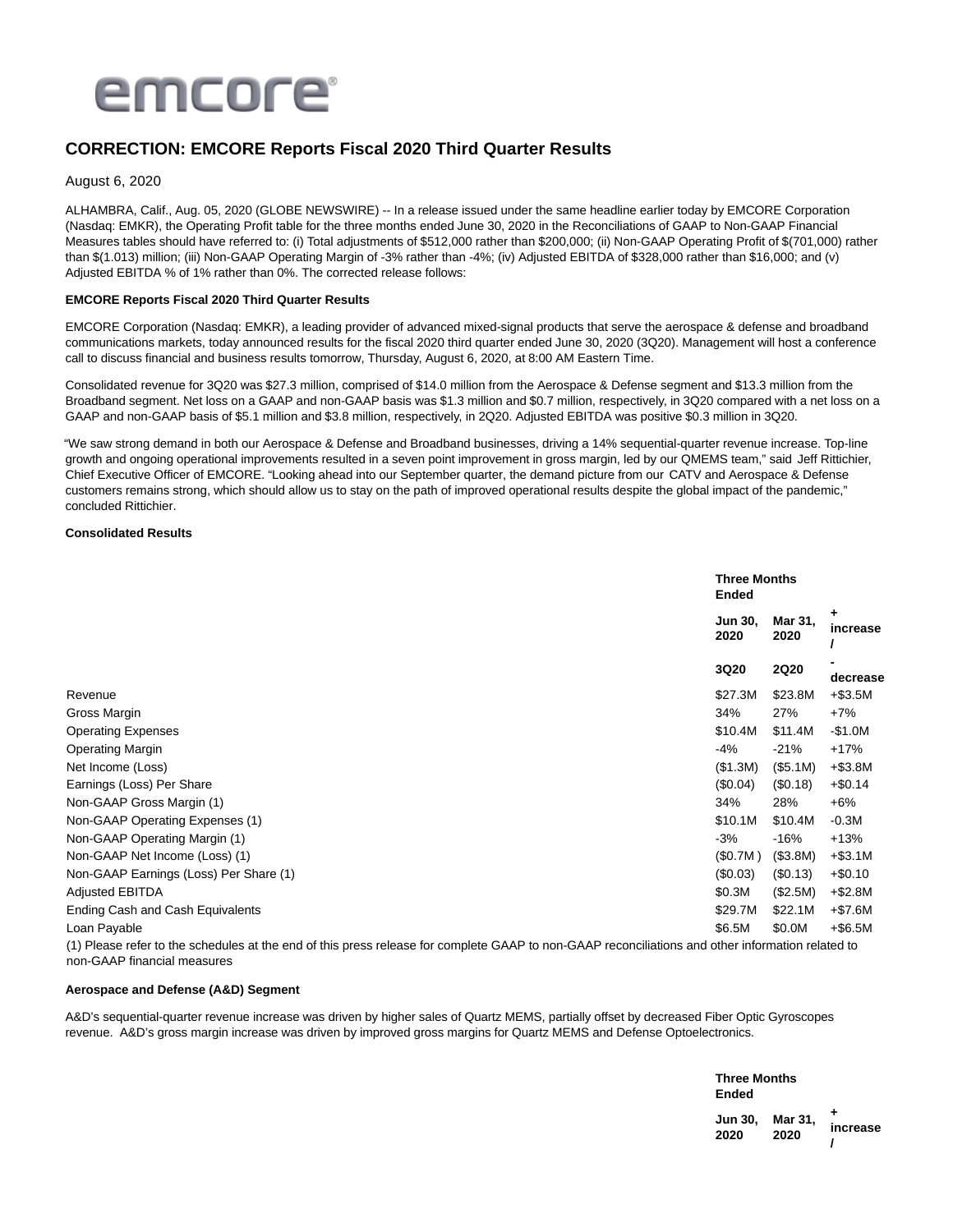# CORRECTION: EMCORE Reports Fiscal 2020 Third Quarter Results

August 6, 2020

ALHAMBRA, Calif., Aug. 05, 2020 (GLOBE NEWSWIRE) -- In a release issued under the same headline earlier today by EMCORE Corporation (Nasdaq: EMKR), the Operating Profit table for the three months ended June 30, 2020 in the Reconciliations of GAAP to Non-GAAP Financial Measures tables should have referred to: (i) Total adjustments of $512,000 rather than $200,000; (ii) Non-GAAP Operating Profit of $(701,000) rather than $(1.013) million; (iii) Non-GAAP Operating Margin of -3% rather than -4%; (iv) Adjusted EBITDA of $328,000 rather than $16,000; and (v) Adjusted EBITDA % of 1% rather than 0%. The corrected release follows:

**EMCORE Reports Fiscal 2020 Third Quarter Results**

EMCORE Corporation (Nasdaq: EMKR), a leading provider of advanced mixed-signal products that serve the aerospace & defense and broadband communications markets, today announced results for the fiscal 2020 third quarter ended June 30, 2020 (3Q20). Management will host a conference call to discuss financial and business results tomorrow, Thursday, August 6, 2020, at 8:00 AM Eastern Time.

Consolidated revenue for 3Q20 was $27.3 million, comprised of $14.0 million from the Aerospace & Defense segment and $13.3 million from the Broadband segment. Net loss on a GAAP and non-GAAP basis was $1.3 million and $0.7 million, respectively, in 3Q20 compared with a net loss on a GAAP and non-GAAP basis of $5.1 million and $3.8 million, respectively, in 2Q20. Adjusted EBITDA was positive $0.3 million in 3Q20.

“We saw strong demand in both our Aerospace & Defense and Broadband businesses, driving a 14% sequential-quarter revenue increase. Top-line growth and ongoing operational improvements resulted in a seven point improvement in gross margin, led by our QMEMS team,” said Jeff Rittichier, Chief Executive Officer of EMCORE. “Looking ahead into our September quarter, the demand picture from our CATV and Aerospace & Defense customers remains strong, which should allow us to stay on the path of improved operational results despite the global impact of the pandemic,” concluded Rittichier.

**Consolidated Results**

| | **Three Months Ended** | | |
|---|---|---|---|
| | **Jun 30, 2020** | **Mar 31, 2020** | **+ increase /** |
| | **3Q20** | **2Q20** | **- decrease** |
| Revenue | $27.3M | $23.8M | +$3.5M |
| Gross Margin | 34% | 27% | +7% |
| Operating Expenses | $10.4M | $11.4M | -$1.0M |
| Operating Margin | -4% | -21% | +17% |
| Net Income (Loss) | ($1.3M) | ($5.1M) | +$3.8M |
| Earnings (Loss) Per Share | ($0.04) | ($0.18) | +$0.14 |
| Non-GAAP Gross Margin (1) | 34% | 28% | +6% |
| Non-GAAP Operating Expenses (1) | $10.1M | $10.4M | -0.3M |
| Non-GAAP Operating Margin (1) | -3% | -16% | +13% |
| Non-GAAP Net Income (Loss) (1) | ($0.7M ) | ($3.8M) | +$3.1M |
| Non-GAAP Earnings (Loss) Per Share (1) | ($0.03) | ($0.13) | +$0.10 |
| Adjusted EBITDA | $0.3M | ($2.5M) | +$2.8M |
| Ending Cash and Cash Equivalents | $29.7M | $22.1M | +$7.6M |
| Loan Payable | $6.5M | $0.0M | +$6.5M |

(1) Please refer to the schedules at the end of this press release for complete GAAP to non-GAAP reconciliations and other information related to non-GAAP financial measures

**Aerospace and Defense (A&D) Segment**

A&D’s sequential-quarter revenue increase was driven by higher sales of Quartz MEMS, partially offset by decreased Fiber Optic Gyroscopes revenue. A&D’s gross margin increase was driven by improved gross margins for Quartz MEMS and Defense Optoelectronics.

| | **Three Months Ended** | | |
|---|---|---|---|
| | **Jun 30, 2020** | **Mar 31, 2020** | **+ increase /** |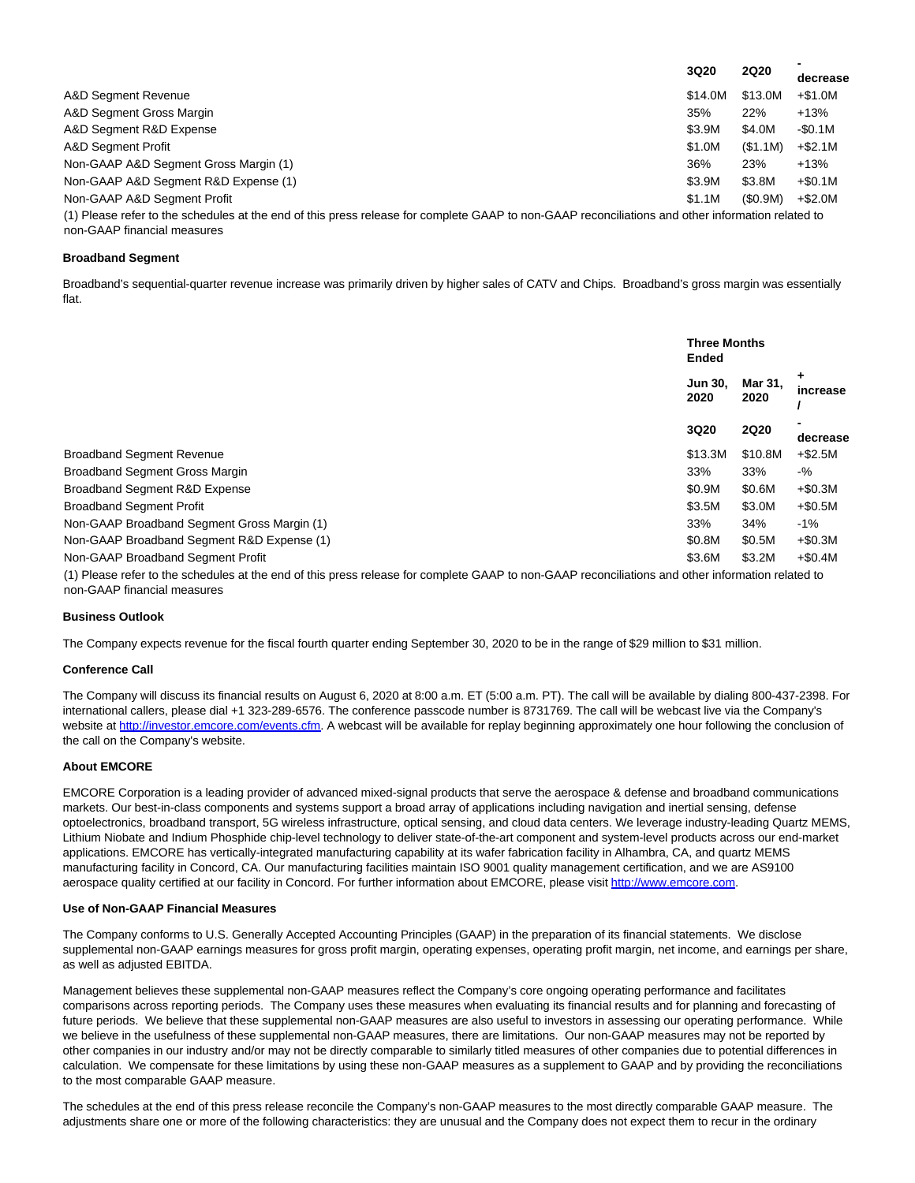| | 3Q20 | 2Q20 | - decrease |
|---|---|---|---|
| A&D Segment Revenue | $14.0M | $13.0M | +$1.0M |
| A&D Segment Gross Margin | 35% | 22% | +13% |
| A&D Segment R&D Expense | $3.9M | $4.0M | -$0.1M |
| A&D Segment Profit | $1.0M | ($1.1M) | +$2.1M |
| Non-GAAP A&D Segment Gross Margin (1) | 36% | 23% | +13% |
| Non-GAAP A&D Segment R&D Expense (1) | $3.9M | $3.8M | +$0.1M |
| Non-GAAP A&D Segment Profit | $1.1M | ($0.9M) | +$2.0M |

(1) Please refer to the schedules at the end of this press release for complete GAAP to non-GAAP reconciliations and other information related to non-GAAP financial measures

**Broadband Segment**

Broadband's sequential-quarter revenue increase was primarily driven by higher sales of CATV and Chips. Broadband's gross margin was essentially flat.

| | Three Months Ended | | |
|---|---|---|---|
| | Jun 30, 2020 | Mar 31, 2020 | + increase / |
| | 3Q20 | 2Q20 | - decrease |
| Broadband Segment Revenue | $13.3M | $10.8M | +$2.5M |
| Broadband Segment Gross Margin | 33% | 33% | -% |
| Broadband Segment R&D Expense | $0.9M | $0.6M | +$0.3M |
| Broadband Segment Profit | $3.5M | $3.0M | +$0.5M |
| Non-GAAP Broadband Segment Gross Margin (1) | 33% | 34% | -1% |
| Non-GAAP Broadband Segment R&D Expense (1) | $0.8M | $0.5M | +$0.3M |
| Non-GAAP Broadband Segment Profit | $3.6M | $3.2M | +$0.4M |

(1) Please refer to the schedules at the end of this press release for complete GAAP to non-GAAP reconciliations and other information related to non-GAAP financial measures

**Business Outlook**

The Company expects revenue for the fiscal fourth quarter ending September 30, 2020 to be in the range of $29 million to $31 million.

**Conference Call**

The Company will discuss its financial results on August 6, 2020 at 8:00 a.m. ET (5:00 a.m. PT). The call will be available by dialing 800-437-2398. For international callers, please dial +1 323-289-6576. The conference passcode number is 8731769. The call will be webcast live via the Company's website at http://investor.emcore.com/events.cfm. A webcast will be available for replay beginning approximately one hour following the conclusion of the call on the Company's website.

**About EMCORE**

EMCORE Corporation is a leading provider of advanced mixed-signal products that serve the aerospace & defense and broadband communications markets. Our best-in-class components and systems support a broad array of applications including navigation and inertial sensing, defense optoelectronics, broadband transport, 5G wireless infrastructure, optical sensing, and cloud data centers. We leverage industry-leading Quartz MEMS, Lithium Niobate and Indium Phosphide chip-level technology to deliver state-of-the-art component and system-level products across our end-market applications. EMCORE has vertically-integrated manufacturing capability at its wafer fabrication facility in Alhambra, CA, and quartz MEMS manufacturing facility in Concord, CA. Our manufacturing facilities maintain ISO 9001 quality management certification, and we are AS9100 aerospace quality certified at our facility in Concord. For further information about EMCORE, please visit http://www.emcore.com.

**Use of Non-GAAP Financial Measures**

The Company conforms to U.S. Generally Accepted Accounting Principles (GAAP) in the preparation of its financial statements. We disclose supplemental non-GAAP earnings measures for gross profit margin, operating expenses, operating profit margin, net income, and earnings per share, as well as adjusted EBITDA.

Management believes these supplemental non-GAAP measures reflect the Company's core ongoing operating performance and facilitates comparisons across reporting periods. The Company uses these measures when evaluating its financial results and for planning and forecasting of future periods. We believe that these supplemental non-GAAP measures are also useful to investors in assessing our operating performance. While we believe in the usefulness of these supplemental non-GAAP measures, there are limitations. Our non-GAAP measures may not be reported by other companies in our industry and/or may not be directly comparable to similarly titled measures of other companies due to potential differences in calculation. We compensate for these limitations by using these non-GAAP measures as a supplement to GAAP and by providing the reconciliations to the most comparable GAAP measure.

The schedules at the end of this press release reconcile the Company's non-GAAP measures to the most directly comparable GAAP measure. The adjustments share one or more of the following characteristics: they are unusual and the Company does not expect them to recur in the ordinary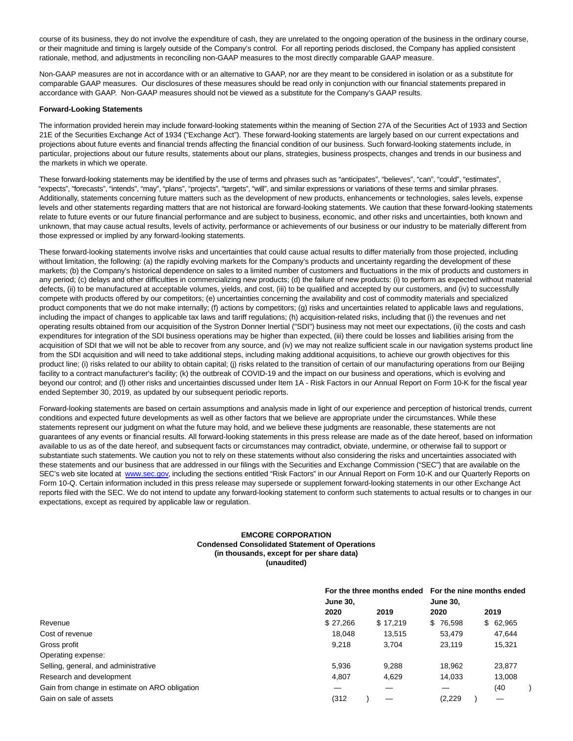course of its business, they do not involve the expenditure of cash, they are unrelated to the ongoing operation of the business in the ordinary course, or their magnitude and timing is largely outside of the Company's control. For all reporting periods disclosed, the Company has applied consistent rationale, method, and adjustments in reconciling non-GAAP measures to the most directly comparable GAAP measure.

Non-GAAP measures are not in accordance with or an alternative to GAAP, nor are they meant to be considered in isolation or as a substitute for comparable GAAP measures. Our disclosures of these measures should be read only in conjunction with our financial statements prepared in accordance with GAAP. Non-GAAP measures should not be viewed as a substitute for the Company's GAAP results.

**Forward-Looking Statements**

The information provided herein may include forward-looking statements within the meaning of Section 27A of the Securities Act of 1933 and Section 21E of the Securities Exchange Act of 1934 ("Exchange Act"). These forward-looking statements are largely based on our current expectations and projections about future events and financial trends affecting the financial condition of our business. Such forward-looking statements include, in particular, projections about our future results, statements about our plans, strategies, business prospects, changes and trends in our business and the markets in which we operate.

These forward-looking statements may be identified by the use of terms and phrases such as "anticipates", "believes", "can", "could", "estimates", "expects", "forecasts", "intends", "may", "plans", "projects", "targets", "will", and similar expressions or variations of these terms and similar phrases. Additionally, statements concerning future matters such as the development of new products, enhancements or technologies, sales levels, expense levels and other statements regarding matters that are not historical are forward-looking statements. We caution that these forward-looking statements relate to future events or our future financial performance and are subject to business, economic, and other risks and uncertainties, both known and unknown, that may cause actual results, levels of activity, performance or achievements of our business or our industry to be materially different from those expressed or implied by any forward-looking statements.

These forward-looking statements involve risks and uncertainties that could cause actual results to differ materially from those projected, including without limitation, the following: (a) the rapidly evolving markets for the Company's products and uncertainty regarding the development of these markets; (b) the Company's historical dependence on sales to a limited number of customers and fluctuations in the mix of products and customers in any period; (c) delays and other difficulties in commercializing new products; (d) the failure of new products: (i) to perform as expected without material defects, (ii) to be manufactured at acceptable volumes, yields, and cost, (iii) to be qualified and accepted by our customers, and (iv) to successfully compete with products offered by our competitors; (e) uncertainties concerning the availability and cost of commodity materials and specialized product components that we do not make internally; (f) actions by competitors; (g) risks and uncertainties related to applicable laws and regulations, including the impact of changes to applicable tax laws and tariff regulations; (h) acquisition-related risks, including that (i) the revenues and net operating results obtained from our acquisition of the Systron Donner Inertial ("SDI") business may not meet our expectations, (ii) the costs and cash expenditures for integration of the SDI business operations may be higher than expected, (iii) there could be losses and liabilities arising from the acquisition of SDI that we will not be able to recover from any source, and (iv) we may not realize sufficient scale in our navigation systems product line from the SDI acquisition and will need to take additional steps, including making additional acquisitions, to achieve our growth objectives for this product line; (i) risks related to our ability to obtain capital; (j) risks related to the transition of certain of our manufacturing operations from our Beijing facility to a contract manufacturer's facility; (k) the outbreak of COVID-19 and the impact on our business and operations, which is evolving and beyond our control; and (l) other risks and uncertainties discussed under Item 1A - Risk Factors in our Annual Report on Form 10-K for the fiscal year ended September 30, 2019, as updated by our subsequent periodic reports.

Forward-looking statements are based on certain assumptions and analysis made in light of our experience and perception of historical trends, current conditions and expected future developments as well as other factors that we believe are appropriate under the circumstances. While these statements represent our judgment on what the future may hold, and we believe these judgments are reasonable, these statements are not guarantees of any events or financial results. All forward-looking statements in this press release are made as of the date hereof, based on information available to us as of the date hereof, and subsequent facts or circumstances may contradict, obviate, undermine, or otherwise fail to support or substantiate such statements. We caution you not to rely on these statements without also considering the risks and uncertainties associated with these statements and our business that are addressed in our filings with the Securities and Exchange Commission ("SEC") that are available on the SEC's web site located at www.sec.gov, including the sections entitled "Risk Factors" in our Annual Report on Form 10-K and our Quarterly Reports on Form 10-Q. Certain information included in this press release may supersede or supplement forward-looking statements in our other Exchange Act reports filed with the SEC. We do not intend to update any forward-looking statement to conform such statements to actual results or to changes in our expectations, except as required by applicable law or regulation.

**EMCORE CORPORATION**
**Condensed Consolidated Statement of Operations**
**(in thousands, except for per share data)**
**(unaudited)**

| | For the three months ended June 30, | | For the nine months ended June 30, | |
|---|---|---|---|---|
| | 2020 | 2019 | 2020 | 2019 |
| Revenue | $ 27,266 | $ 17,219 | $ 76,598 | $ 62,965 |
| Cost of revenue | 18,048 | 13,515 | 53,479 | 47,644 |
| Gross profit | 9,218 | 3,704 | 23,119 | 15,321 |
| Operating expense: | | | | |
| Selling, general, and administrative | 5,936 | 9,288 | 18,962 | 23,877 |
| Research and development | 4,807 | 4,629 | 14,033 | 13,008 |
| Gain from change in estimate on ARO obligation | — | — | — | (40) |
| Gain on sale of assets | (312) | — | (2,229) | — |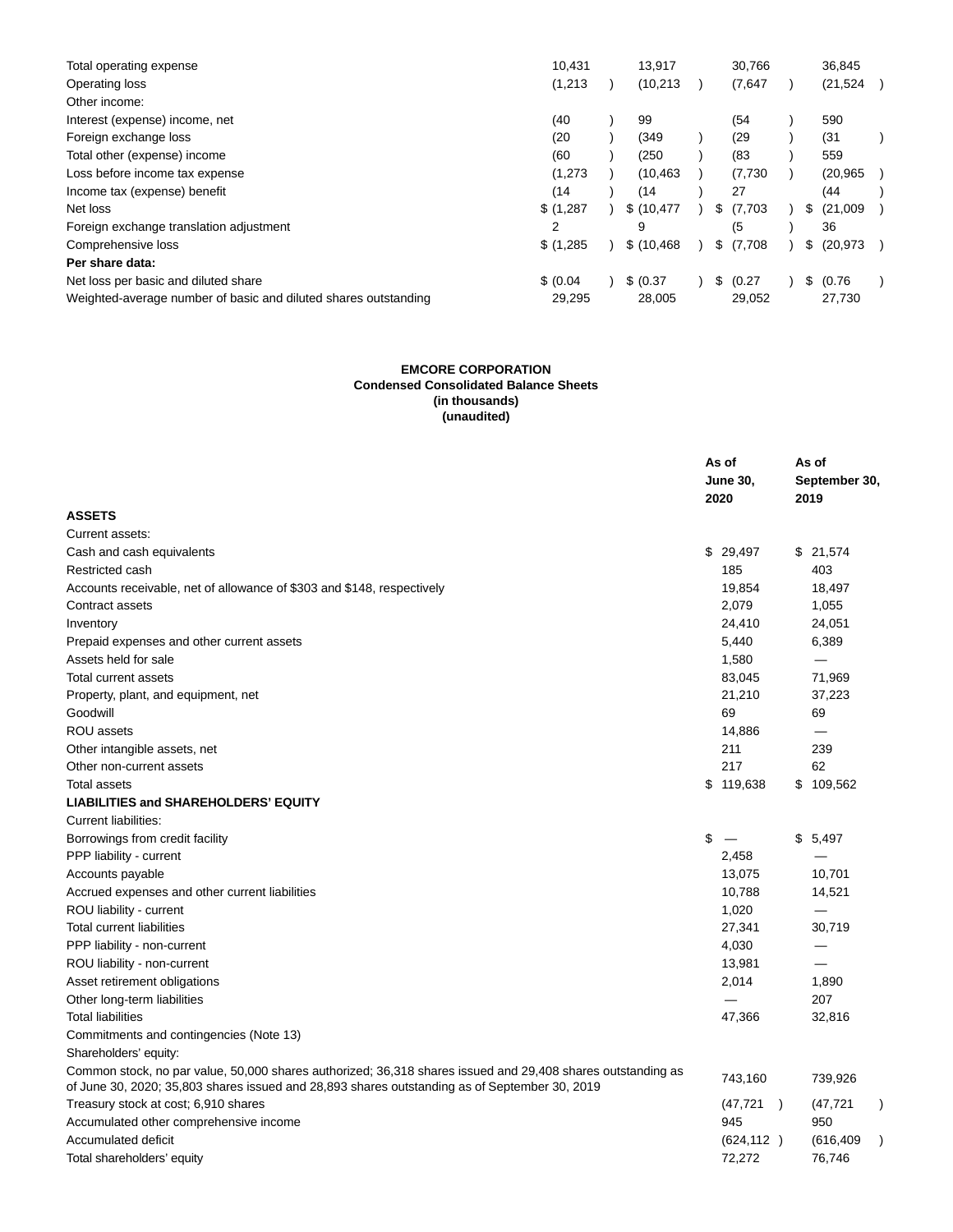| | | | | |
|---|---|---|---|---|
| Total operating expense | 10,431 | 13,917 | 30,766 | 36,845 |
| Operating loss | (1,213) | (10,213) | (7,647) | (21,524) |
| Other income: | | | | |
| Interest (expense) income, net | (40) | 99 | (54) | 590 |
| Foreign exchange loss | (20) | (349) | (29) | (31) |
| Total other (expense) income | (60) | (250) | (83) | 559 |
| Loss before income tax expense | (1,273) | (10,463) | (7,730) | (20,965) |
| Income tax (expense) benefit | (14) | (14) | 27 | (44) |
| Net loss | $ (1,287) | $ (10,477) | $ (7,703) | $ (21,009) |
| Foreign exchange translation adjustment | 2 | 9 | (5) | 36 |
| Comprehensive loss | $ (1,285) | $ (10,468) | $ (7,708) | $ (20,973) |
| **Per share data:** | | | | |
| Net loss per basic and diluted share | $ (0.04) | $ (0.37) | $ (0.27) | $ (0.76) |
| Weighted-average number of basic and diluted shares outstanding | 29,295 | 28,005 | 29,052 | 27,730 |

**EMCORE CORPORATION**
**Condensed Consolidated Balance Sheets**
**(in thousands)**
**(unaudited)**

| | As of June 30, 2020 | As of September 30, 2019 |
|---|---|---|
| **ASSETS** | | |
| Current assets: | | |
| Cash and cash equivalents | $ 29,497 | $ 21,574 |
| Restricted cash | 185 | 403 |
| Accounts receivable, net of allowance of $303 and $148, respectively | 19,854 | 18,497 |
| Contract assets | 2,079 | 1,055 |
| Inventory | 24,410 | 24,051 |
| Prepaid expenses and other current assets | 5,440 | 6,389 |
| Assets held for sale | 1,580 | — |
| Total current assets | 83,045 | 71,969 |
| Property, plant, and equipment, net | 21,210 | 37,223 |
| Goodwill | 69 | 69 |
| ROU assets | 14,886 | — |
| Other intangible assets, net | 211 | 239 |
| Other non-current assets | 217 | 62 |
| Total assets | $ 119,638 | $ 109,562 |
| **LIABILITIES and SHAREHOLDERS' EQUITY** | | |
| Current liabilities: | | |
| Borrowings from credit facility | $ — | $ 5,497 |
| PPP liability - current | 2,458 | — |
| Accounts payable | 13,075 | 10,701 |
| Accrued expenses and other current liabilities | 10,788 | 14,521 |
| ROU liability - current | 1,020 | — |
| Total current liabilities | 27,341 | 30,719 |
| PPP liability - non-current | 4,030 | — |
| ROU liability - non-current | 13,981 | — |
| Asset retirement obligations | 2,014 | 1,890 |
| Other long-term liabilities | — | 207 |
| Total liabilities | 47,366 | 32,816 |
| Commitments and contingencies (Note 13) | | |
| Shareholders' equity: | | |
| Common stock, no par value, 50,000 shares authorized; 36,318 shares issued and 29,408 shares outstanding as of June 30, 2020; 35,803 shares issued and 28,893 shares outstanding as of September 30, 2019 | 743,160 | 739,926 |
| Treasury stock at cost; 6,910 shares | (47,721) | (47,721) |
| Accumulated other comprehensive income | 945 | 950 |
| Accumulated deficit | (624,112) | (616,409) |
| Total shareholders' equity | 72,272 | 76,746 |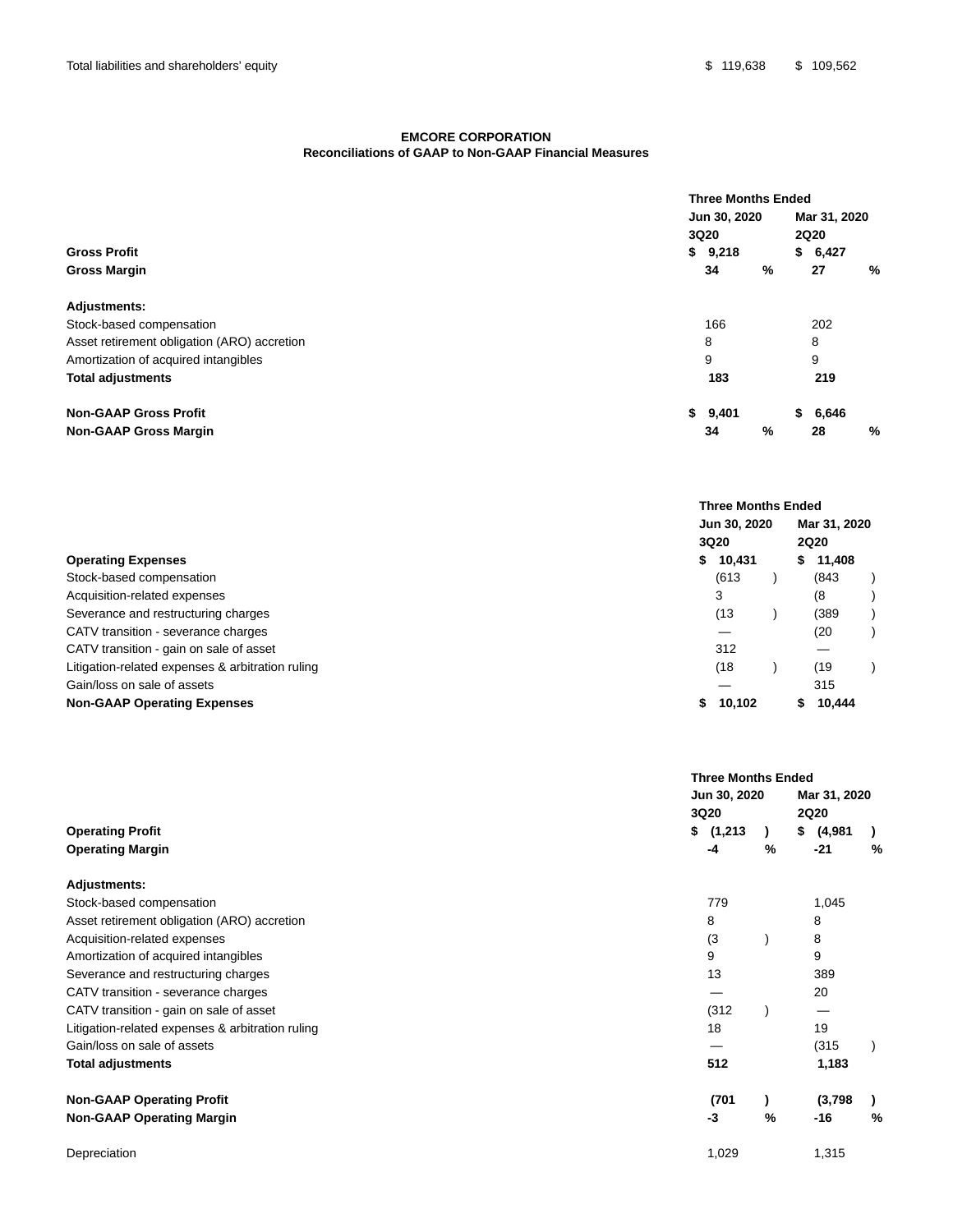| | | |
|---|---|---|
| Total liabilities and shareholders' equity | $ 119,638 | $ 109,562 |

**EMCORE CORPORATION**
**Reconciliations of GAAP to Non-GAAP Financial Measures**

| | Three Months Ended | |
|---|---|---|
| | Jun 30, 2020 3Q20 | Mar 31, 2020 2Q20 |
| **Gross Profit** | **$ 9,218** | **$ 6,427** |
| **Gross Margin** | **34 %** | **27 %** |
| | | |
| **Adjustments:** | | |
| Stock-based compensation | 166 | 202 |
| Asset retirement obligation (ARO) accretion | 8 | 8 |
| Amortization of acquired intangibles | 9 | 9 |
| **Total adjustments** | **183** | **219** |
| | | |
| **Non-GAAP Gross Profit** | **$ 9,401** | **$ 6,646** |
| **Non-GAAP Gross Margin** | **34 %** | **28 %** |

| | Three Months Ended | |
|---|---|---|
| | Jun 30, 2020 3Q20 | Mar 31, 2020 2Q20 |
| **Operating Expenses** | **$ 10,431** | **$ 11,408** |
| Stock-based compensation | (613 ) | (843 ) |
| Acquisition-related expenses | 3 | (8 ) |
| Severance and restructuring charges | (13 ) | (389 ) |
| CATV transition - severance charges | — | (20 ) |
| CATV transition - gain on sale of asset | 312 | — |
| Litigation-related expenses & arbitration ruling | (18 ) | (19 ) |
| Gain/loss on sale of assets | — | 315 |
| **Non-GAAP Operating Expenses** | **$ 10,102** | **$ 10,444** |

| | Three Months Ended | |
|---|---|---|
| | Jun 30, 2020 3Q20 | Mar 31, 2020 2Q20 |
| **Operating Profit** | **$ (1,213 )** | **$ (4,981 )** |
| **Operating Margin** | **-4 %** | **-21 %** |
| | | |
| **Adjustments:** | | |
| Stock-based compensation | 779 | 1,045 |
| Asset retirement obligation (ARO) accretion | 8 | 8 |
| Acquisition-related expenses | (3 ) | 8 |
| Amortization of acquired intangibles | 9 | 9 |
| Severance and restructuring charges | 13 | 389 |
| CATV transition - severance charges | — | 20 |
| CATV transition - gain on sale of asset | (312 ) | — |
| Litigation-related expenses & arbitration ruling | 18 | 19 |
| Gain/loss on sale of assets | — | (315 ) |
| **Total adjustments** | **512** | **1,183** |
| | | |
| **Non-GAAP Operating Profit** | **(701 )** | **(3,798 )** |
| **Non-GAAP Operating Margin** | **-3 %** | **-16 %** |
| | | |
| Depreciation | 1,029 | 1,315 |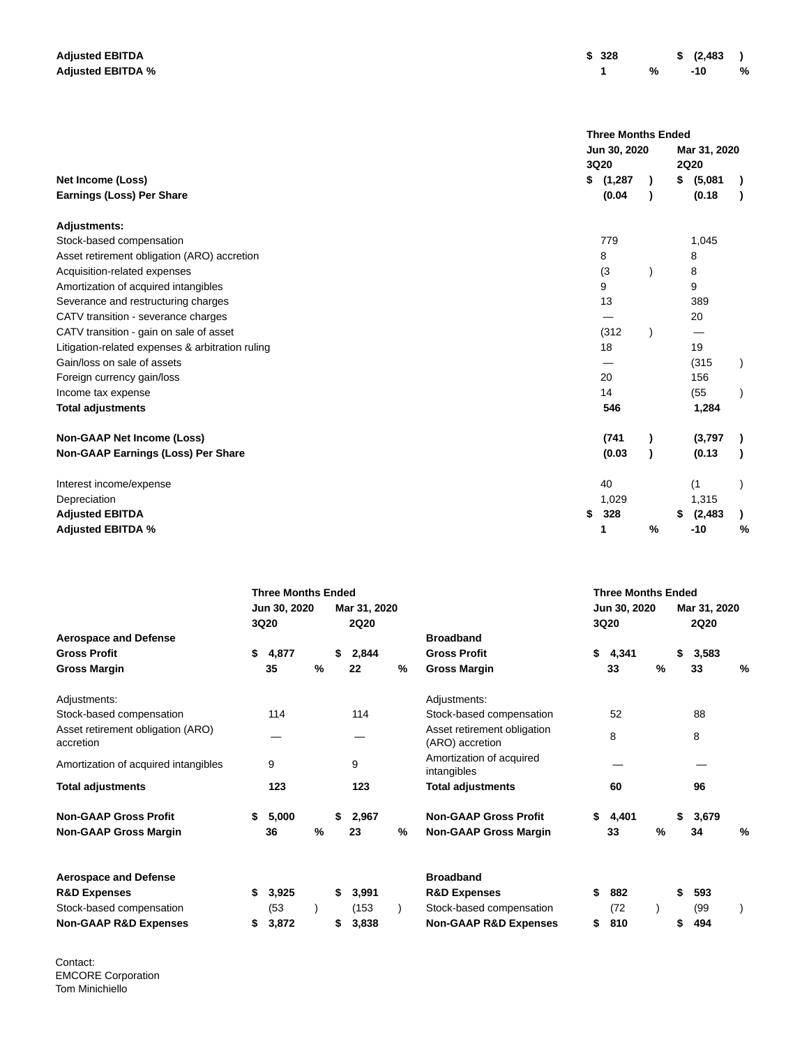| | | | | |
|---|---|---|---|---|
| **Adjusted EBITDA** | **$ 328** | | **$ (2,483** | **)** |
| **Adjusted EBITDA %** | **1** | **%** | **-10** | **%** |

| | **Three Months Ended** | | | |
|---|---|---|---|---|
| | **Jun 30, 2020 3Q20** | | **Mar 31, 2020 2Q20** | |
| **Net Income (Loss)** | **$ (1,287** | **)** | **$ (5,081** | **)** |
| **Earnings (Loss) Per Share** | **(0.04** | **)** | **(0.18** | **)** |
| | | | | |
| **Adjustments:** | | | | |
| Stock-based compensation | 779 | | 1,045 | |
| Asset retirement obligation (ARO) accretion | 8 | | 8 | |
| Acquisition-related expenses | (3 | ) | 8 | |
| Amortization of acquired intangibles | 9 | | 9 | |
| Severance and restructuring charges | 13 | | 389 | |
| CATV transition - severance charges | — | | 20 | |
| CATV transition - gain on sale of asset | (312 | ) | — | |
| Litigation-related expenses & arbitration ruling | 18 | | 19 | |
| Gain/loss on sale of assets | — | | (315 | ) |
| Foreign currency gain/loss | 20 | | 156 | |
| Income tax expense | 14 | | (55 | ) |
| **Total adjustments** | **546** | | **1,284** | |
| | | | | |
| **Non-GAAP Net Income (Loss)** | **(741** | **)** | **(3,797** | **)** |
| **Non-GAAP Earnings (Loss) Per Share** | **(0.03** | **)** | **(0.13** | **)** |
| | | | | |
| Interest income/expense | 40 | | (1 | ) |
| Depreciation | 1,029 | | 1,315 | |
| **Adjusted EBITDA** | **$ 328** | | **$ (2,483** | **)** |
| **Adjusted EBITDA %** | **1** | **%** | **-10** | **%** |

| | **Three Months Ended** | | | |
|---|---|---|---|---|
| | **Jun 30, 2020 3Q20** | | **Mar 31, 2020 2Q20** | |
| **Aerospace and Defense** | | | | |
| **Gross Profit** | **$ 4,877** | | **$ 2,844** | |
| **Gross Margin** | **35** | **%** | **22** | **%** |
| | | | | |
| Adjustments: | | | | |
| Stock-based compensation | 114 | | 114 | |
| Asset retirement obligation (ARO) accretion | — | | — | |
| Amortization of acquired intangibles | 9 | | 9 | |
| **Total adjustments** | **123** | | **123** | |
| | | | | |
| **Non-GAAP Gross Profit** | **$ 5,000** | | **$ 2,967** | |
| **Non-GAAP Gross Margin** | **36** | **%** | **23** | **%** |
| | | | | |
| **Aerospace and Defense** | | | | |
| **R&D Expenses** | **$ 3,925** | | **$ 3,991** | |
| Stock-based compensation | (53 | ) | (153 | ) |
| **Non-GAAP R&D Expenses** | **$ 3,872** | | **$ 3,838** | |

| | **Three Months Ended** | | | |
|---|---|---|---|---|
| | **Jun 30, 2020 3Q20** | | **Mar 31, 2020 2Q20** | |
| **Broadband** | | | | |
| **Gross Profit** | **$ 4,341** | | **$ 3,583** | |
| **Gross Margin** | **33** | **%** | **33** | **%** |
| | | | | |
| Adjustments: | | | | |
| Stock-based compensation | 52 | | 88 | |
| Asset retirement obligation (ARO) accretion | 8 | | 8 | |
| Amortization of acquired intangibles | — | | — | |
| **Total adjustments** | **60** | | **96** | |
| | | | | |
| **Non-GAAP Gross Profit** | **$ 4,401** | | **$ 3,679** | |
| **Non-GAAP Gross Margin** | **33** | **%** | **34** | **%** |
| | | | | |
| **Broadband** | | | | |
| **R&D Expenses** | **$ 882** | | **$ 593** | |
| Stock-based compensation | (72 | ) | (99 | ) |
| **Non-GAAP R&D Expenses** | **$ 810** | | **$ 494** | |

Contact:
EMCORE Corporation
Tom Minichiello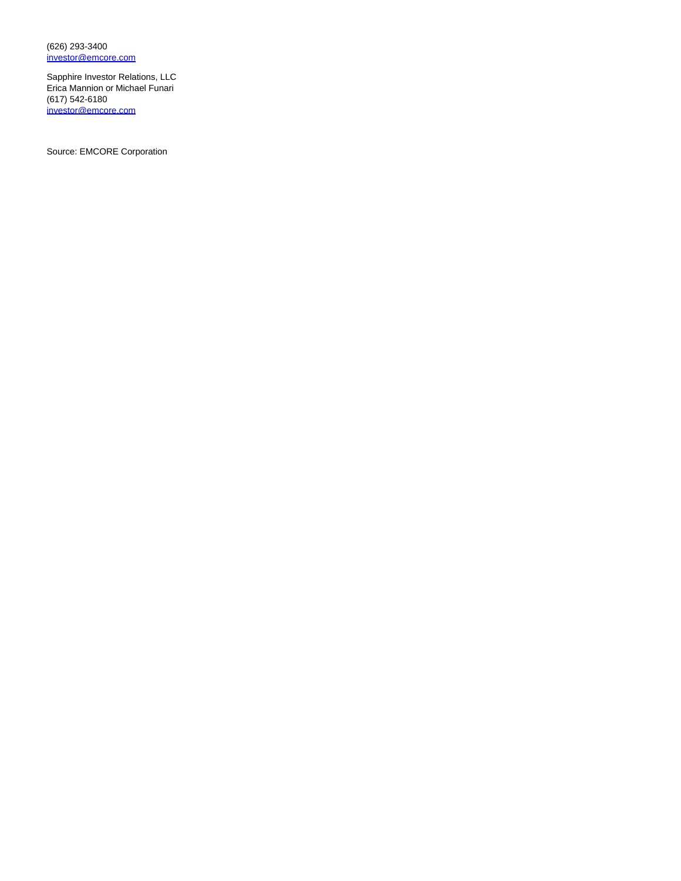(626) 293-3400
investor@emcore.com

Sapphire Investor Relations, LLC
Erica Mannion or Michael Funari
(617) 542-6180
investor@emcore.com

Source: EMCORE Corporation